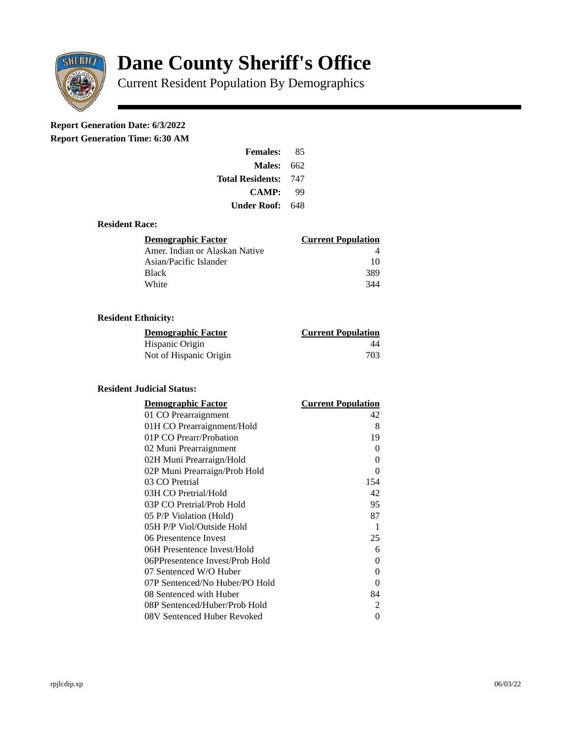# Dane County Sheriff's Office

Current Resident Population By Demographics

**Report Generation Date: 6/3/2022**

**Report Generation Time: 6:30 AM**

| | |
|---|---|
| **Females:** | 85 |
| **Males:** | 662 |
| **Total Residents:** | 747 |
| **CAMP:** | 99 |
| **Under Roof:** | 648 |

### Resident Race:

| Demographic Factor | Current Population |
|---|---|
| Amer. Indian or Alaskan Native | 4 |
| Asian/Pacific Islander | 10 |
| Black | 389 |
| White | 344 |

### Resident Ethnicity:

| Demographic Factor | Current Population |
|---|---|
| Hispanic Origin | 44 |
| Not of Hispanic Origin | 703 |

### Resident Judicial Status:

| Demographic Factor | Current Population |
|---|---|
| 01 CO Prearraignment | 42 |
| 01H CO Prearraignment/Hold | 8 |
| 01P CO Prearr/Probation | 19 |
| 02 Muni Prearraignment | 0 |
| 02H Muni Prearraign/Hold | 0 |
| 02P Muni Prearraign/Prob Hold | 0 |
| 03 CO Pretrial | 154 |
| 03H CO Pretrial/Hold | 42 |
| 03P CO Pretrial/Prob Hold | 95 |
| 05 P/P Violation (Hold) | 87 |
| 05H P/P Viol/Outside Hold | 1 |
| 06 Presentence Invest | 25 |
| 06H Presentence Invest/Hold | 6 |
| 06PPresentence Invest/Prob Hold | 0 |
| 07 Sentenced W/O Huber | 0 |
| 07P Sentenced/No Huber/PO Hold | 0 |
| 08 Sentenced with Huber | 84 |
| 08P Sentenced/Huber/Prob Hold | 2 |
| 08V Sentenced Huber Revoked | 0 |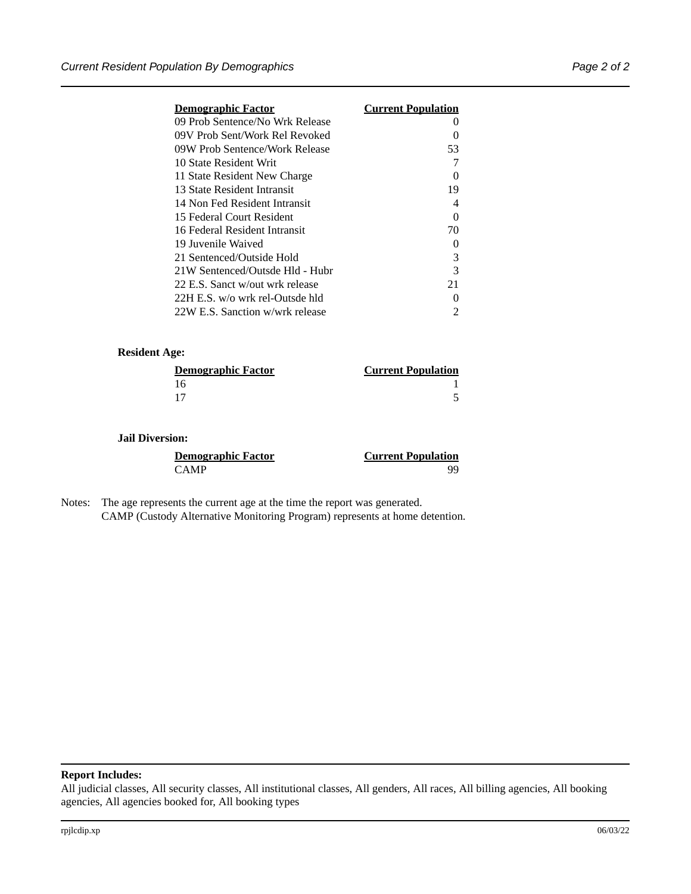| Demographic Factor | Current Population |
|---|---|
| 09 Prob Sentence/No Wrk Release | 0 |
| 09V Prob Sent/Work Rel Revoked | 0 |
| 09W Prob Sentence/Work Release | 53 |
| 10 State Resident Writ | 7 |
| 11 State Resident New Charge | 0 |
| 13 State Resident Intransit | 19 |
| 14 Non Fed Resident Intransit | 4 |
| 15 Federal Court Resident | 0 |
| 16 Federal Resident Intransit | 70 |
| 19 Juvenile Waived | 0 |
| 21 Sentenced/Outside Hold | 3 |
| 21W Sentenced/Outsde Hld - Hubr | 3 |
| 22 E.S. Sanct w/out wrk release | 21 |
| 22H E.S. w/o wrk rel-Outsde hld | 0 |
| 22W E.S. Sanction w/wrk release | 2 |

**Resident Age:**

| Demographic Factor | Current Population |
|---|---|
| 16 | 1 |
| 17 | 5 |

**Jail Diversion:**

| Demographic Factor | Current Population |
|---|---|
| CAMP | 99 |

Notes: The age represents the current age at the time the report was generated.
CAMP (Custody Alternative Monitoring Program) represents at home detention.

**Report Includes:**

All judicial classes, All security classes, All institutional classes, All genders, All races, All billing agencies, All booking agencies, All agencies booked for, All booking types

rpjlcdip.xp 06/03/22